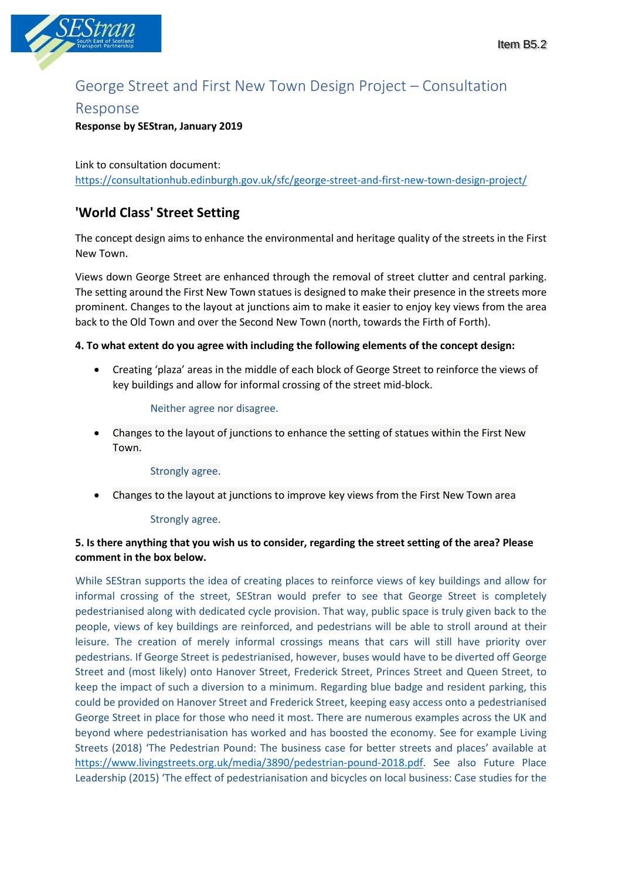Item B5.2

# George Street and First New Town Design Project – Consultation Response

**Response by SEStran, January 2019**

Link to consultation document:
https://consultationhub.edinburgh.gov.uk/sfc/george-street-and-first-new-town-design-project/

## 'World Class' Street Setting

The concept design aims to enhance the environmental and heritage quality of the streets in the First New Town.

Views down George Street are enhanced through the removal of street clutter and central parking. The setting around the First New Town statues is designed to make their presence in the streets more prominent. Changes to the layout at junctions aim to make it easier to enjoy key views from the area back to the Old Town and over the Second New Town (north, towards the Firth of Forth).

**4. To what extent do you agree with including the following elements of the concept design:**

- Creating 'plaza' areas in the middle of each block of George Street to reinforce the views of key buildings and allow for informal crossing of the street mid-block.

  Neither agree nor disagree.

- Changes to the layout of junctions to enhance the setting of statues within the First New Town.

  Strongly agree.

- Changes to the layout at junctions to improve key views from the First New Town area

  Strongly agree.

**5. Is there anything that you wish us to consider, regarding the street setting of the area? Please comment in the box below.**

While SEStran supports the idea of creating places to reinforce views of key buildings and allow for informal crossing of the street, SEStran would prefer to see that George Street is completely pedestrianised along with dedicated cycle provision. That way, public space is truly given back to the people, views of key buildings are reinforced, and pedestrians will be able to stroll around at their leisure. The creation of merely informal crossings means that cars will still have priority over pedestrians. If George Street is pedestrianised, however, buses would have to be diverted off George Street and (most likely) onto Hanover Street, Frederick Street, Princes Street and Queen Street, to keep the impact of such a diversion to a minimum. Regarding blue badge and resident parking, this could be provided on Hanover Street and Frederick Street, keeping easy access onto a pedestrianised George Street in place for those who need it most. There are numerous examples across the UK and beyond where pedestrianisation has worked and has boosted the economy. See for example Living Streets (2018) 'The Pedestrian Pound: The business case for better streets and places' available at https://www.livingstreets.org.uk/media/3890/pedestrian-pound-2018.pdf. See also Future Place Leadership (2015) 'The effect of pedestrianisation and bicycles on local business: Case studies for the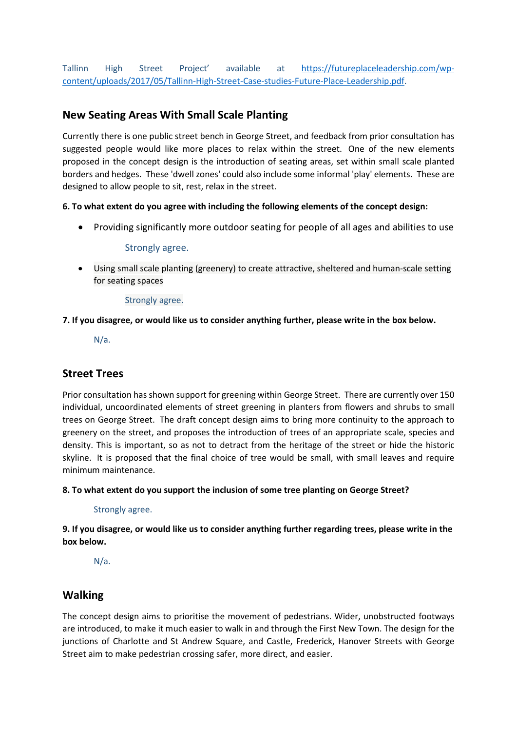Tallinn High Street Project' available at [https://futureplaceleadership.com/wp-content/uploads/2017/05/Tallinn-High-Street-Case-studies-Future-Place-Leadership.pdf](https://futureplaceleadership.com/wp-content/uploads/2017/05/Tallinn-High-Street-Case-studies-Future-Place-Leadership.pdf).

## New Seating Areas With Small Scale Planting

Currently there is one public street bench in George Street, and feedback from prior consultation has suggested people would like more places to relax within the street. One of the new elements proposed in the concept design is the introduction of seating areas, set within small scale planted borders and hedges. These 'dwell zones' could also include some informal 'play' elements. These are designed to allow people to sit, rest, relax in the street.

**6. To what extent do you agree with including the following elements of the concept design:**

- Providing significantly more outdoor seating for people of all ages and abilities to use

  Strongly agree.

- Using small scale planting (greenery) to create attractive, sheltered and human-scale setting for seating spaces

  Strongly agree.

**7. If you disagree, or would like us to consider anything further, please write in the box below.**

N/a.

## Street Trees

Prior consultation has shown support for greening within George Street. There are currently over 150 individual, uncoordinated elements of street greening in planters from flowers and shrubs to small trees on George Street. The draft concept design aims to bring more continuity to the approach to greenery on the street, and proposes the introduction of trees of an appropriate scale, species and density. This is important, so as not to detract from the heritage of the street or hide the historic skyline. It is proposed that the final choice of tree would be small, with small leaves and require minimum maintenance.

**8. To what extent do you support the inclusion of some tree planting on George Street?**

Strongly agree.

**9. If you disagree, or would like us to consider anything further regarding trees, please write in the box below.**

N/a.

## Walking

The concept design aims to prioritise the movement of pedestrians. Wider, unobstructed footways are introduced, to make it much easier to walk in and through the First New Town. The design for the junctions of Charlotte and St Andrew Square, and Castle, Frederick, Hanover Streets with George Street aim to make pedestrian crossing safer, more direct, and easier.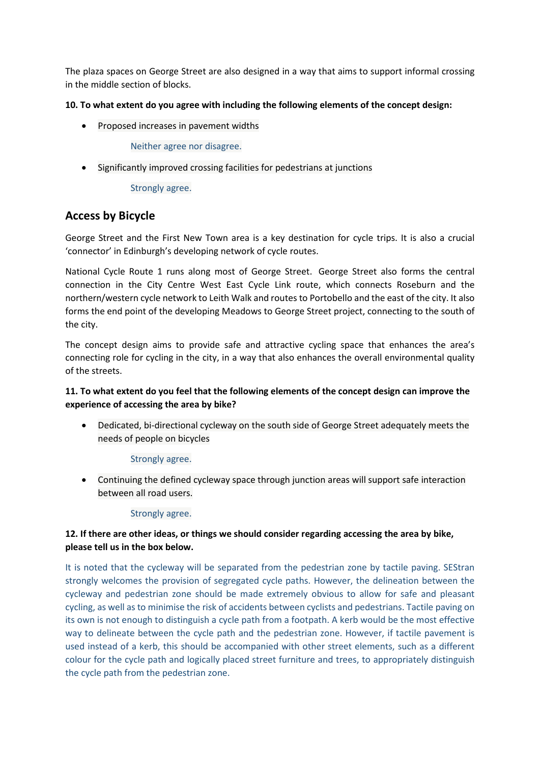The plaza spaces on George Street are also designed in a way that aims to support informal crossing in the middle section of blocks.

**10. To what extent do you agree with including the following elements of the concept design:**

- Proposed increases in pavement widths

  Neither agree nor disagree.

- Significantly improved crossing facilities for pedestrians at junctions

  Strongly agree.

## Access by Bicycle

George Street and the First New Town area is a key destination for cycle trips. It is also a crucial 'connector' in Edinburgh's developing network of cycle routes.

National Cycle Route 1 runs along most of George Street. George Street also forms the central connection in the City Centre West East Cycle Link route, which connects Roseburn and the northern/western cycle network to Leith Walk and routes to Portobello and the east of the city. It also forms the end point of the developing Meadows to George Street project, connecting to the south of the city.

The concept design aims to provide safe and attractive cycling space that enhances the area's connecting role for cycling in the city, in a way that also enhances the overall environmental quality of the streets.

**11. To what extent do you feel that the following elements of the concept design can improve the experience of accessing the area by bike?**

- Dedicated, bi-directional cycleway on the south side of George Street adequately meets the needs of people on bicycles

  Strongly agree.

- Continuing the defined cycleway space through junction areas will support safe interaction between all road users.

  Strongly agree.

**12. If there are other ideas, or things we should consider regarding accessing the area by bike, please tell us in the box below.**

It is noted that the cycleway will be separated from the pedestrian zone by tactile paving. SEStran strongly welcomes the provision of segregated cycle paths. However, the delineation between the cycleway and pedestrian zone should be made extremely obvious to allow for safe and pleasant cycling, as well as to minimise the risk of accidents between cyclists and pedestrians. Tactile paving on its own is not enough to distinguish a cycle path from a footpath. A kerb would be the most effective way to delineate between the cycle path and the pedestrian zone. However, if tactile pavement is used instead of a kerb, this should be accompanied with other street elements, such as a different colour for the cycle path and logically placed street furniture and trees, to appropriately distinguish the cycle path from the pedestrian zone.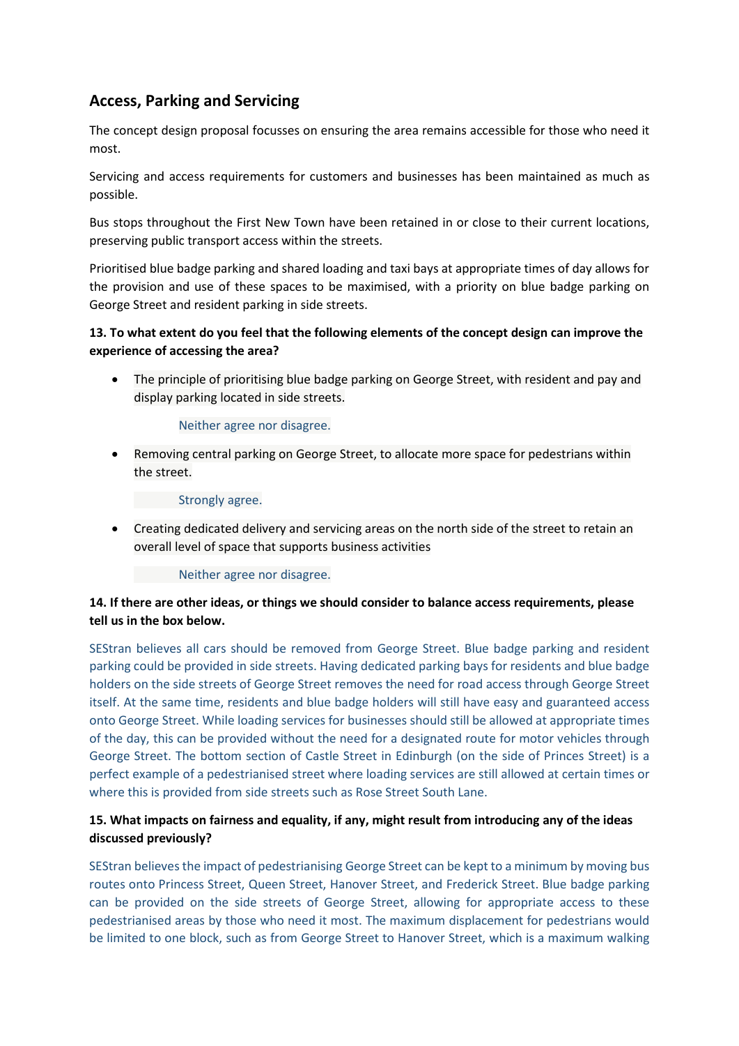## Access, Parking and Servicing

The concept design proposal focusses on ensuring the area remains accessible for those who need it most.

Servicing and access requirements for customers and businesses has been maintained as much as possible.

Bus stops throughout the First New Town have been retained in or close to their current locations, preserving public transport access within the streets.

Prioritised blue badge parking and shared loading and taxi bays at appropriate times of day allows for the provision and use of these spaces to be maximised, with a priority on blue badge parking on George Street and resident parking in side streets.

**13. To what extent do you feel that the following elements of the concept design can improve the experience of accessing the area?**

- The principle of prioritising blue badge parking on George Street, with resident and pay and display parking located in side streets.

  Neither agree nor disagree.

- Removing central parking on George Street, to allocate more space for pedestrians within the street.

  Strongly agree.

- Creating dedicated delivery and servicing areas on the north side of the street to retain an overall level of space that supports business activities

  Neither agree nor disagree.

**14. If there are other ideas, or things we should consider to balance access requirements, please tell us in the box below.**

SEStran believes all cars should be removed from George Street. Blue badge parking and resident parking could be provided in side streets. Having dedicated parking bays for residents and blue badge holders on the side streets of George Street removes the need for road access through George Street itself. At the same time, residents and blue badge holders will still have easy and guaranteed access onto George Street. While loading services for businesses should still be allowed at appropriate times of the day, this can be provided without the need for a designated route for motor vehicles through George Street. The bottom section of Castle Street in Edinburgh (on the side of Princes Street) is a perfect example of a pedestrianised street where loading services are still allowed at certain times or where this is provided from side streets such as Rose Street South Lane.

**15. What impacts on fairness and equality, if any, might result from introducing any of the ideas discussed previously?**

SEStran believes the impact of pedestrianising George Street can be kept to a minimum by moving bus routes onto Princess Street, Queen Street, Hanover Street, and Frederick Street. Blue badge parking can be provided on the side streets of George Street, allowing for appropriate access to these pedestrianised areas by those who need it most. The maximum displacement for pedestrians would be limited to one block, such as from George Street to Hanover Street, which is a maximum walking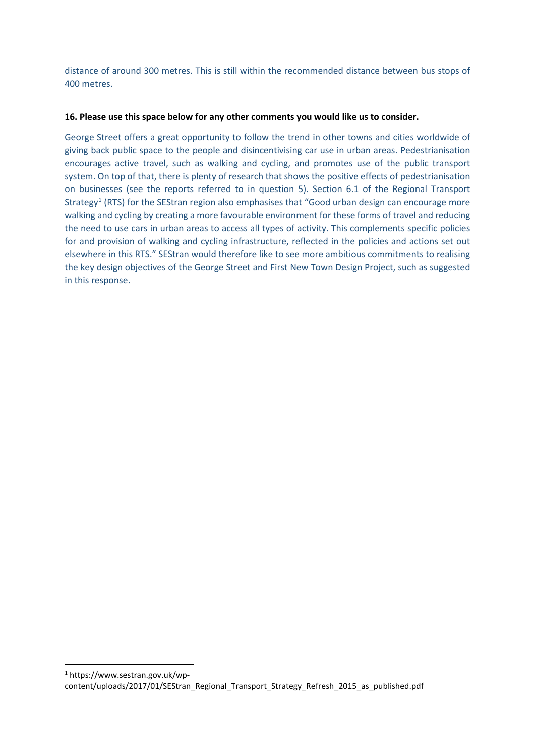distance of around 300 metres. This is still within the recommended distance between bus stops of 400 metres.

**16. Please use this space below for any other comments you would like us to consider.**

George Street offers a great opportunity to follow the trend in other towns and cities worldwide of giving back public space to the people and disincentivising car use in urban areas. Pedestrianisation encourages active travel, such as walking and cycling, and promotes use of the public transport system. On top of that, there is plenty of research that shows the positive effects of pedestrianisation on businesses (see the reports referred to in question 5). Section 6.1 of the Regional Transport Strategy[1] (RTS) for the SEStran region also emphasises that "Good urban design can encourage more walking and cycling by creating a more favourable environment for these forms of travel and reducing the need to use cars in urban areas to access all types of activity. This complements specific policies for and provision of walking and cycling infrastructure, reflected in the policies and actions set out elsewhere in this RTS." SEStran would therefore like to see more ambitious commitments to realising the key design objectives of the George Street and First New Town Design Project, such as suggested in this response.

[1] https://www.sestran.gov.uk/wp-content/uploads/2017/01/SEStran_Regional_Transport_Strategy_Refresh_2015_as_published.pdf